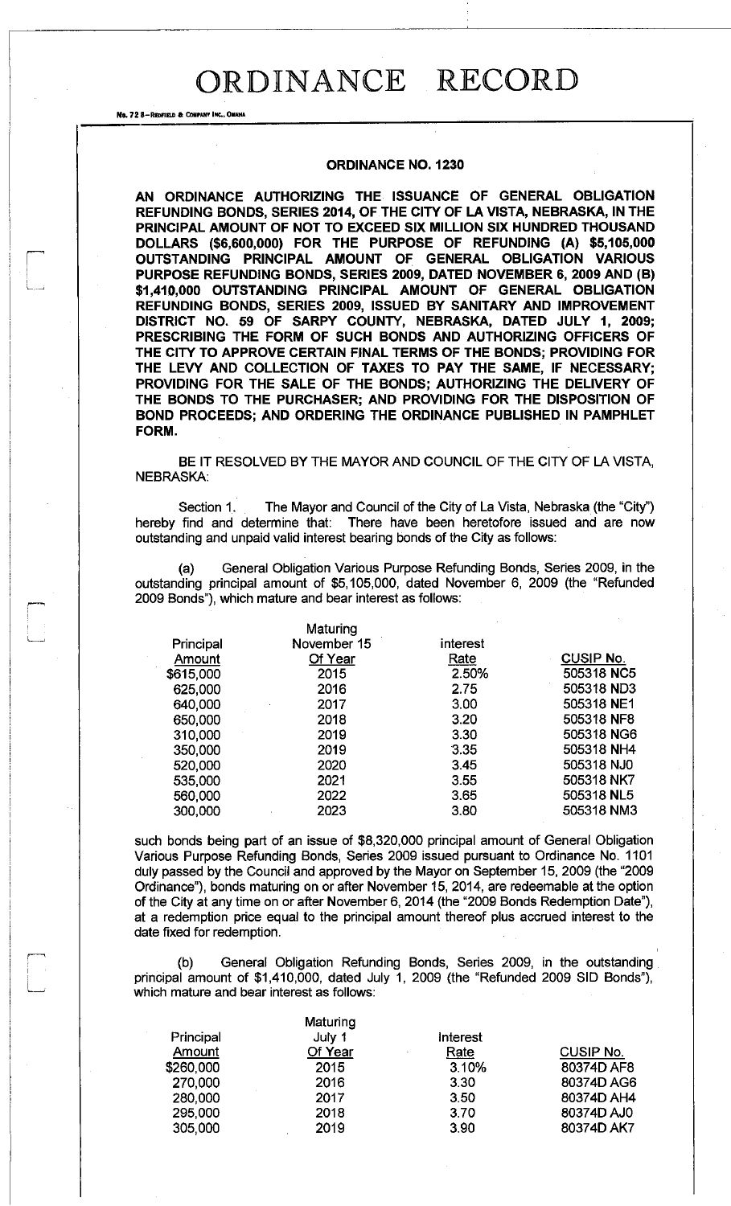# ORDINANCE RECORD

No. 72 8—REDFIELD & COMPANY INC., OMAHA

## ORDINANCE NO. 1230

**AN ORDINANCE AUTHORIZING THE ISSUANCE OF GENERAL OBLIGATION REFUNDING BONDS, SERIES 2014, OF THE CITY OF LA VISTA, NEBRASKA, IN THE PRINCIPAL AMOUNT OF NOT TO EXCEED SIX MILLION SIX HUNDRED THOUSAND DOLLARS ($6,600,000) FOR THE PURPOSE OF REFUNDING (A) $5,105,000 OUTSTANDING PRINCIPAL AMOUNT OF GENERAL OBLIGATION VARIOUS PURPOSE REFUNDING BONDS, SERIES 2009, DATED NOVEMBER 6, 2009 AND (B) $1,410,000 OUTSTANDING PRINCIPAL AMOUNT OF GENERAL OBLIGATION REFUNDING BONDS, SERIES 2009, ISSUED BY SANITARY AND IMPROVEMENT DISTRICT NO. 59 OF SARPY COUNTY, NEBRASKA, DATED JULY 1, 2009; PRESCRIBING THE FORM OF SUCH BONDS AND AUTHORIZING OFFICERS OF THE CITY TO APPROVE CERTAIN FINAL TERMS OF THE BONDS; PROVIDING FOR THE LEVY AND COLLECTION OF TAXES TO PAY THE SAME, IF NECESSARY; PROVIDING FOR THE SALE OF THE BONDS; AUTHORIZING THE DELIVERY OF THE BONDS TO THE PURCHASER; AND PROVIDING FOR THE DISPOSITION OF BOND PROCEEDS; AND ORDERING THE ORDINANCE PUBLISHED IN PAMPHLET FORM.**

BE IT RESOLVED BY THE MAYOR AND COUNCIL OF THE CITY OF LA VISTA, NEBRASKA:

Section 1. The Mayor and Council of the City of La Vista, Nebraska (the "City") hereby find and determine that: There have been heretofore issued and are now outstanding and unpaid valid interest bearing bonds of the City as follows:

(a) General Obligation Various Purpose Refunding Bonds, Series 2009, in the outstanding principal amount of $5,105,000, dated November 6, 2009 (the "Refunded 2009 Bonds"), which mature and bear interest as follows:

| Principal Amount | Maturing November 15 Of Year | interest Rate | CUSIP No. |
|---|---|---|---|
| $615,000 | 2015 | 2.50% | 505318 NC5 |
| 625,000 | 2016 | 2.75 | 505318 ND3 |
| 640,000 | 2017 | 3.00 | 505318 NE1 |
| 650,000 | 2018 | 3.20 | 505318 NF8 |
| 310,000 | 2019 | 3.30 | 505318 NG6 |
| 350,000 | 2019 | 3.35 | 505318 NH4 |
| 520,000 | 2020 | 3.45 | 505318 NJ0 |
| 535,000 | 2021 | 3.55 | 505318 NK7 |
| 560,000 | 2022 | 3.65 | 505318 NL5 |
| 300,000 | 2023 | 3.80 | 505318 NM3 |

such bonds being part of an issue of $8,320,000 principal amount of General Obligation Various Purpose Refunding Bonds, Series 2009 issued pursuant to Ordinance No. 1101 duly passed by the Council and approved by the Mayor on September 15, 2009 (the "2009 Ordinance"), bonds maturing on or after November 15, 2014, are redeemable at the option of the City at any time on or after November 6, 2014 (the "2009 Bonds Redemption Date"), at a redemption price equal to the principal amount thereof plus accrued interest to the date fixed for redemption.

(b) General Obligation Refunding Bonds, Series 2009, in the outstanding principal amount of $1,410,000, dated July 1, 2009 (the "Refunded 2009 SID Bonds"), which mature and bear interest as follows:

| Principal Amount | Maturing July 1 Of Year | Interest Rate | CUSIP No. |
|---|---|---|---|
| $260,000 | 2015 | 3.10% | 80374D AF8 |
| 270,000 | 2016 | 3.30 | 80374D AG6 |
| 280,000 | 2017 | 3.50 | 80374D AH4 |
| 295,000 | 2018 | 3.70 | 80374D AJ0 |
| 305,000 | 2019 | 3.90 | 80374D AK7 |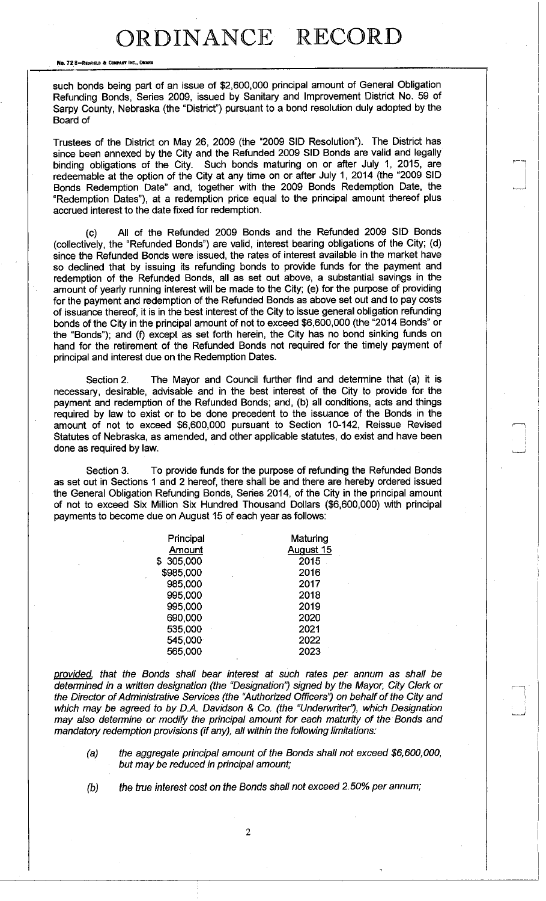such bonds being part of an issue of $2,600,000 principal amount of General Obligation Refunding Bonds, Series 2009, issued by Sanitary and Improvement District No. 59 of Sarpy County, Nebraska (the "District") pursuant to a bond resolution duly adopted by the Board of

Trustees of the District on May 26, 2009 (the "2009 SID Resolution"). The District has since been annexed by the City and the Refunded 2009 SID Bonds are valid and legally binding obligations of the City. Such bonds maturing on or after July 1, 2015, are redeemable at the option of the City at any time on or after July 1, 2014 (the "2009 SID Bonds Redemption Date" and, together with the 2009 Bonds Redemption Date, the "Redemption Dates"), at a redemption price equal to the principal amount thereof plus accrued interest to the date fixed for redemption.

(c) All of the Refunded 2009 Bonds and the Refunded 2009 SID Bonds (collectively, the "Refunded Bonds") are valid, interest bearing obligations of the City; (d) since the Refunded Bonds were issued, the rates of interest available in the market have so declined that by issuing its refunding bonds to provide funds for the payment and redemption of the Refunded Bonds, all as set out above, a substantial savings in the amount of yearly running interest will be made to the City; (e) for the purpose of providing for the payment and redemption of the Refunded Bonds as above set out and to pay costs of issuance thereof, it is in the best interest of the City to issue general obligation refunding bonds of the City in the principal amount of not to exceed $6,600,000 (the "2014 Bonds" or the "Bonds"); and (f) except as set forth herein, the City has no bond sinking funds on hand for the retirement of the Refunded Bonds not required for the timely payment of principal and interest due on the Redemption Dates.

Section 2. The Mayor and Council further find and determine that (a) it is necessary, desirable, advisable and in the best interest of the City to provide for the payment and redemption of the Refunded Bonds; and, (b) all conditions, acts and things required by law to exist or to be done precedent to the issuance of the Bonds in the amount of not to exceed $6,600,000 pursuant to Section 10-142, Reissue Revised Statutes of Nebraska, as amended, and other applicable statutes, do exist and have been done as required by law.

Section 3. To provide funds for the purpose of refunding the Refunded Bonds as set out in Sections 1 and 2 hereof, there shall be and there are hereby ordered issued the General Obligation Refunding Bonds, Series 2014, of the City in the principal amount of not to exceed Six Million Six Hundred Thousand Dollars ($6,600,000) with principal payments to become due on August 15 of each year as follows:

| Principal Amount | Maturing August 15 |
|---|---|
| $ 305,000 | 2015 |
| $985,000 | 2016 |
| 985,000 | 2017 |
| 995,000 | 2018 |
| 995,000 | 2019 |
| 690,000 | 2020 |
| 535,000 | 2021 |
| 545,000 | 2022 |
| 565,000 | 2023 |

*provided, that the Bonds shall bear interest at such rates per annum as shall be determined in a written designation (the "Designation") signed by the Mayor, City Clerk or the Director of Administrative Services (the "Authorized Officers") on behalf of the City and which may be agreed to by D.A. Davidson & Co. (the "Underwriter"), which Designation may also determine or modify the principal amount for each maturity of the Bonds and mandatory redemption provisions (if any), all within the following limitations:*

*(a) the aggregate principal amount of the Bonds shall not exceed $6,600,000, but may be reduced in principal amount;*

*(b) the true interest cost on the Bonds shall not exceed 2.50% per annum;*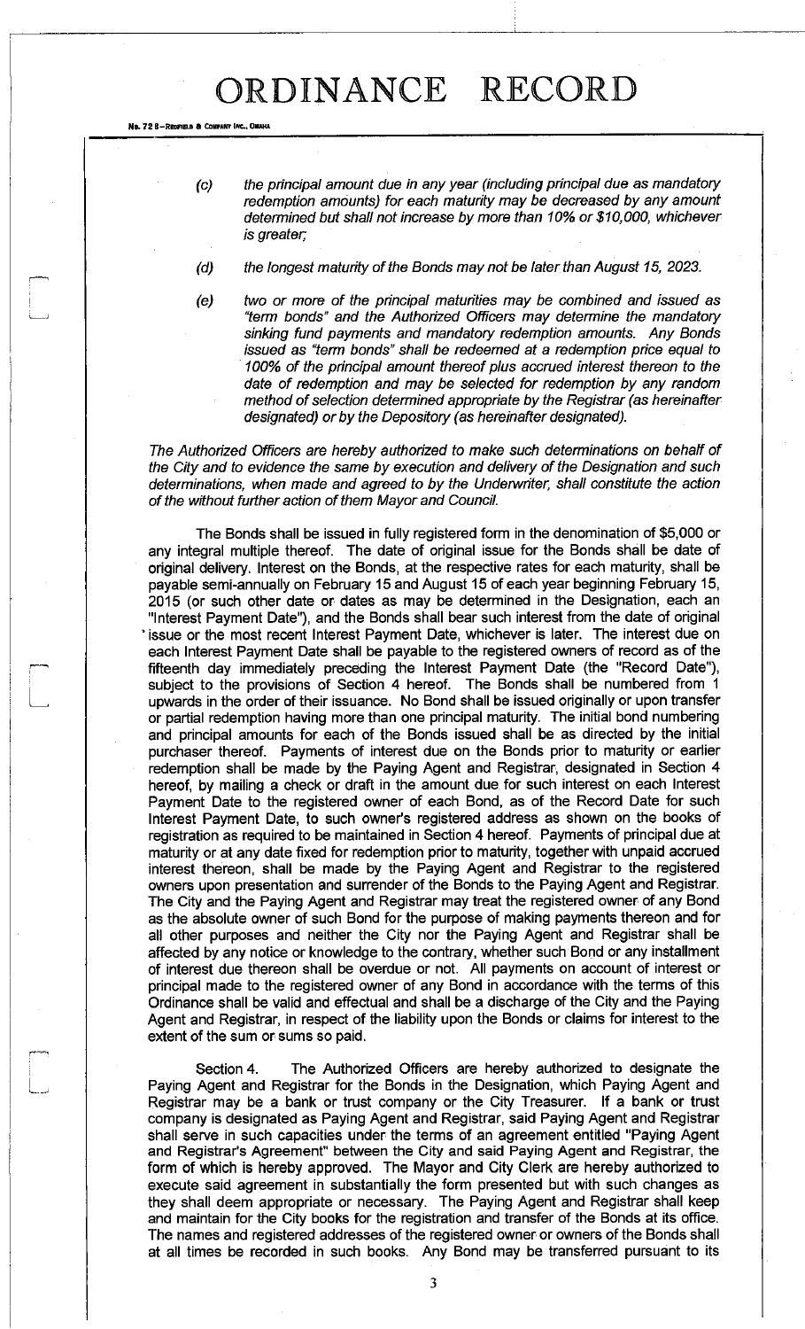(c) *the principal amount due in any year (including principal due as mandatory redemption amounts) for each maturity may be decreased by any amount determined but shall not increase by more than 10% or $10,000, whichever is greater;*

(d) *the longest maturity of the Bonds may not be later than August 15, 2023.*

(e) *two or more of the principal maturities may be combined and issued as "term bonds" and the Authorized Officers may determine the mandatory sinking fund payments and mandatory redemption amounts. Any Bonds issued as "term bonds" shall be redeemed at a redemption price equal to 100% of the principal amount thereof plus accrued interest thereon to the date of redemption and may be selected for redemption by any random method of selection determined appropriate by the Registrar (as hereinafter designated) or by the Depository (as hereinafter designated).*

*The Authorized Officers are hereby authorized to make such determinations on behalf of the City and to evidence the same by execution and delivery of the Designation and such determinations, when made and agreed to by the Underwriter, shall constitute the action of the without further action of them Mayor and Council.*

The Bonds shall be issued in fully registered form in the denomination of $5,000 or any integral multiple thereof. The date of original issue for the Bonds shall be date of original delivery. Interest on the Bonds, at the respective rates for each maturity, shall be payable semi-annually on February 15 and August 15 of each year beginning February 15, 2015 (or such other date or dates as may be determined in the Designation, each an "Interest Payment Date"), and the Bonds shall bear such interest from the date of original issue or the most recent Interest Payment Date, whichever is later. The interest due on each Interest Payment Date shall be payable to the registered owners of record as of the fifteenth day immediately preceding the Interest Payment Date (the "Record Date"), subject to the provisions of Section 4 hereof. The Bonds shall be numbered from 1 upwards in the order of their issuance. No Bond shall be issued originally or upon transfer or partial redemption having more than one principal maturity. The initial bond numbering and principal amounts for each of the Bonds issued shall be as directed by the initial purchaser thereof. Payments of interest due on the Bonds prior to maturity or earlier redemption shall be made by the Paying Agent and Registrar, designated in Section 4 hereof, by mailing a check or draft in the amount due for such interest on each Interest Payment Date to the registered owner of each Bond, as of the Record Date for such Interest Payment Date, to such owner's registered address as shown on the books of registration as required to be maintained in Section 4 hereof. Payments of principal due at maturity or at any date fixed for redemption prior to maturity, together with unpaid accrued interest thereon, shall be made by the Paying Agent and Registrar to the registered owners upon presentation and surrender of the Bonds to the Paying Agent and Registrar. The City and the Paying Agent and Registrar may treat the registered owner of any Bond as the absolute owner of such Bond for the purpose of making payments thereon and for all other purposes and neither the City nor the Paying Agent and Registrar shall be affected by any notice or knowledge to the contrary, whether such Bond or any installment of interest due thereon shall be overdue or not. All payments on account of interest or principal made to the registered owner of any Bond in accordance with the terms of this Ordinance shall be valid and effectual and shall be a discharge of the City and the Paying Agent and Registrar, in respect of the liability upon the Bonds or claims for interest to the extent of the sum or sums so paid.

Section 4. The Authorized Officers are hereby authorized to designate the Paying Agent and Registrar for the Bonds in the Designation, which Paying Agent and Registrar may be a bank or trust company or the City Treasurer. If a bank or trust company is designated as Paying Agent and Registrar, said Paying Agent and Registrar shall serve in such capacities under the terms of an agreement entitled "Paying Agent and Registrar's Agreement" between the City and said Paying Agent and Registrar, the form of which is hereby approved. The Mayor and City Clerk are hereby authorized to execute said agreement in substantially the form presented but with such changes as they shall deem appropriate or necessary. The Paying Agent and Registrar shall keep and maintain for the City books for the registration and transfer of the Bonds at its office. The names and registered addresses of the registered owner or owners of the Bonds shall at all times be recorded in such books. Any Bond may be transferred pursuant to its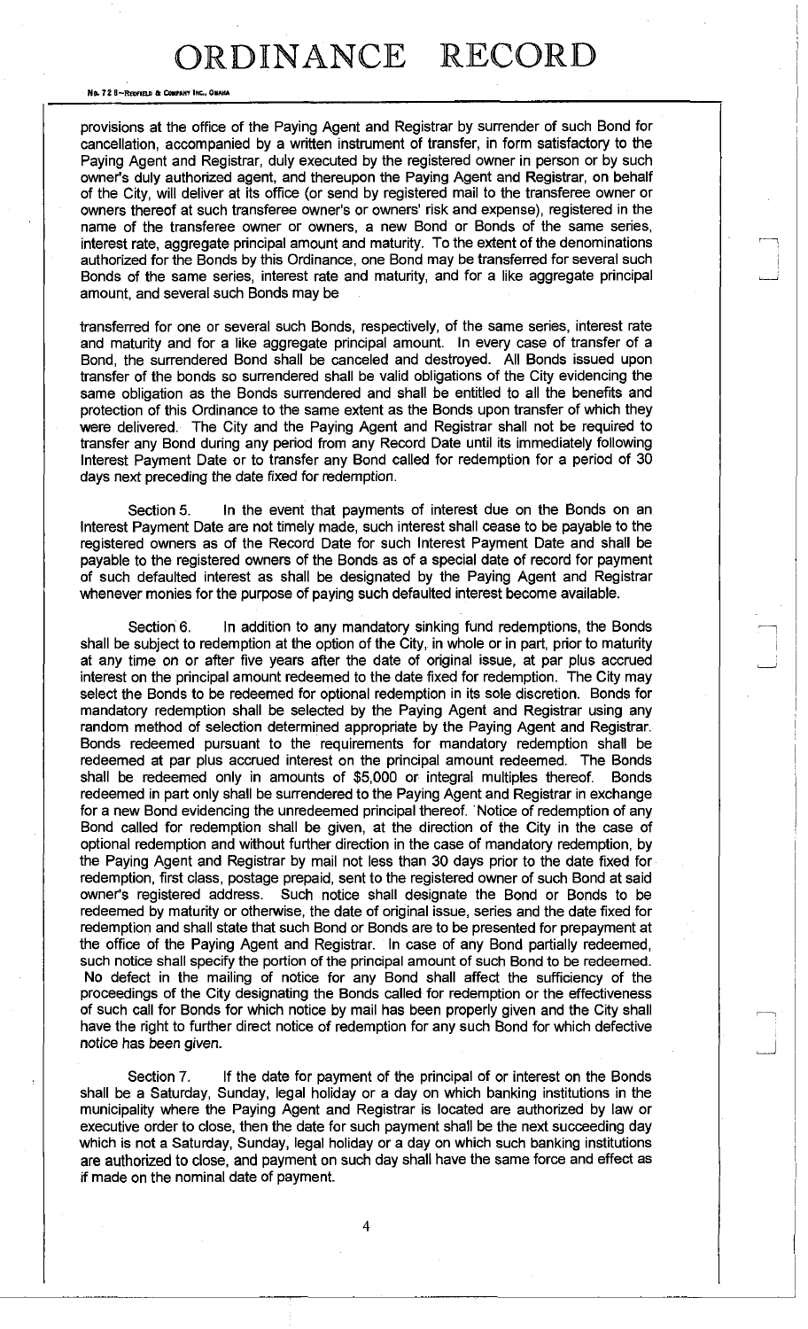provisions at the office of the Paying Agent and Registrar by surrender of such Bond for cancellation, accompanied by a written instrument of transfer, in form satisfactory to the Paying Agent and Registrar, duly executed by the registered owner in person or by such owner's duly authorized agent, and thereupon the Paying Agent and Registrar, on behalf of the City, will deliver at its office (or send by registered mail to the transferee owner or owners thereof at such transferee owner's or owners' risk and expense), registered in the name of the transferee owner or owners, a new Bond or Bonds of the same series, interest rate, aggregate principal amount and maturity. To the extent of the denominations authorized for the Bonds by this Ordinance, one Bond may be transferred for several such Bonds of the same series, interest rate and maturity, and for a like aggregate principal amount, and several such Bonds may be transferred for one or several such Bonds, respectively, of the same series, interest rate and maturity and for a like aggregate principal amount. In every case of transfer of a Bond, the surrendered Bond shall be canceled and destroyed. All Bonds issued upon transfer of the bonds so surrendered shall be valid obligations of the City evidencing the same obligation as the Bonds surrendered and shall be entitled to all the benefits and protection of this Ordinance to the same extent as the Bonds upon transfer of which they were delivered. The City and the Paying Agent and Registrar shall not be required to transfer any Bond during any period from any Record Date until its immediately following Interest Payment Date or to transfer any Bond called for redemption for a period of 30 days next preceding the date fixed for redemption.

Section 5. In the event that payments of interest due on the Bonds on an Interest Payment Date are not timely made, such interest shall cease to be payable to the registered owners as of the Record Date for such Interest Payment Date and shall be payable to the registered owners of the Bonds as of a special date of record for payment of such defaulted interest as shall be designated by the Paying Agent and Registrar whenever monies for the purpose of paying such defaulted interest become available.

Section 6. In addition to any mandatory sinking fund redemptions, the Bonds shall be subject to redemption at the option of the City, in whole or in part, prior to maturity at any time on or after five years after the date of original issue, at par plus accrued interest on the principal amount redeemed to the date fixed for redemption. The City may select the Bonds to be redeemed for optional redemption in its sole discretion. Bonds for mandatory redemption shall be selected by the Paying Agent and Registrar using any random method of selection determined appropriate by the Paying Agent and Registrar. Bonds redeemed pursuant to the requirements for mandatory redemption shall be redeemed at par plus accrued interest on the principal amount redeemed. The Bonds shall be redeemed only in amounts of $5,000 or integral multiples thereof. Bonds redeemed in part only shall be surrendered to the Paying Agent and Registrar in exchange for a new Bond evidencing the unredeemed principal thereof. Notice of redemption of any Bond called for redemption shall be given, at the direction of the City in the case of optional redemption and without further direction in the case of mandatory redemption, by the Paying Agent and Registrar by mail not less than 30 days prior to the date fixed for redemption, first class, postage prepaid, sent to the registered owner of such Bond at said owner's registered address. Such notice shall designate the Bond or Bonds to be redeemed by maturity or otherwise, the date of original issue, series and the date fixed for redemption and shall state that such Bond or Bonds are to be presented for prepayment at the office of the Paying Agent and Registrar. In case of any Bond partially redeemed, such notice shall specify the portion of the principal amount of such Bond to be redeemed. No defect in the mailing of notice for any Bond shall affect the sufficiency of the proceedings of the City designating the Bonds called for redemption or the effectiveness of such call for Bonds for which notice by mail has been properly given and the City shall have the right to further direct notice of redemption for any such Bond for which defective notice has been given.

Section 7. If the date for payment of the principal of or interest on the Bonds shall be a Saturday, Sunday, legal holiday or a day on which banking institutions in the municipality where the Paying Agent and Registrar is located are authorized by law or executive order to close, then the date for such payment shall be the next succeeding day which is not a Saturday, Sunday, legal holiday or a day on which such banking institutions are authorized to close, and payment on such day shall have the same force and effect as if made on the nominal date of payment.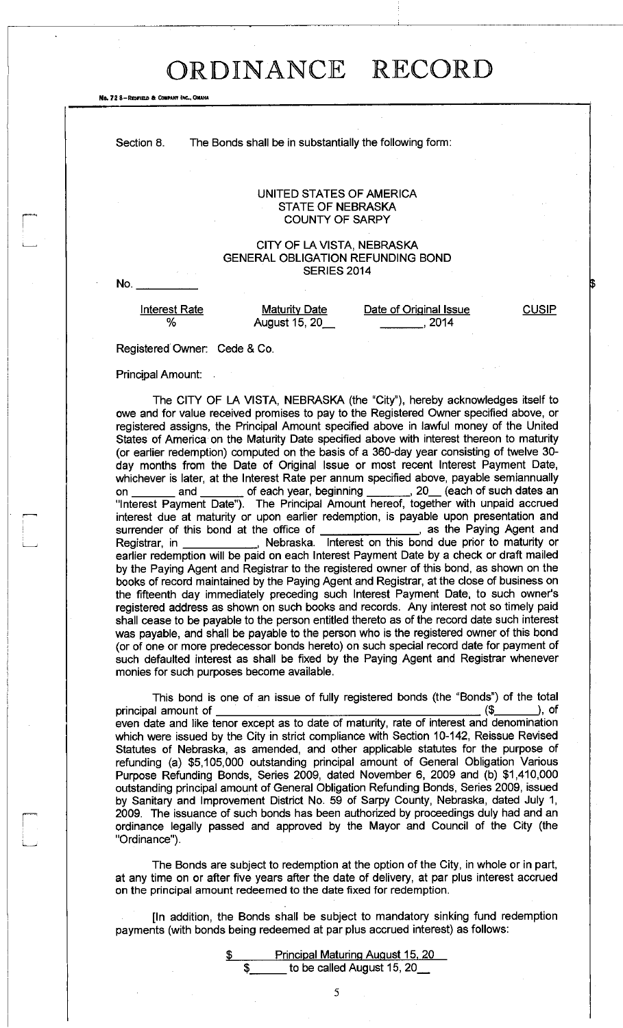Section 8. The Bonds shall be in substantially the following form:

UNITED STATES OF AMERICA
STATE OF NEBRASKA
COUNTY OF SARPY

CITY OF LA VISTA, NEBRASKA
GENERAL OBLIGATION REFUNDING BOND
SERIES 2014

No. __________ $

| Interest Rate | Maturity Date | Date of Original Issue | CUSIP |
|---|---|---|---|
| % | August 15, 20__ | _______, 2014 | |

Registered Owner: Cede & Co.

Principal Amount:

The CITY OF LA VISTA, NEBRASKA (the "City"), hereby acknowledges itself to owe and for value received promises to pay to the Registered Owner specified above, or registered assigns, the Principal Amount specified above in lawful money of the United States of America on the Maturity Date specified above with interest thereon to maturity (or earlier redemption) computed on the basis of a 360-day year consisting of twelve 30-day months from the Date of Original Issue or most recent Interest Payment Date, whichever is later, at the Interest Rate per annum specified above, payable semiannually on _______ and _______ of each year, beginning _______, 20__ (each of such dates an "Interest Payment Date"). The Principal Amount hereof, together with unpaid accrued interest due at maturity or upon earlier redemption, is payable upon presentation and surrender of this bond at the office of _______________, as the Paying Agent and Registrar, in ____________, Nebraska. Interest on this bond due prior to maturity or earlier redemption will be paid on each Interest Payment Date by a check or draft mailed by the Paying Agent and Registrar to the registered owner of this bond, as shown on the books of record maintained by the Paying Agent and Registrar, at the close of business on the fifteenth day immediately preceding such Interest Payment Date, to such owner's registered address as shown on such books and records. Any interest not so timely paid shall cease to be payable to the person entitled thereto as of the record date such interest was payable, and shall be payable to the person who is the registered owner of this bond (or of one or more predecessor bonds hereto) on such special record date for payment of such defaulted interest as shall be fixed by the Paying Agent and Registrar whenever monies for such purposes become available.

This bond is one of an issue of fully registered bonds (the "Bonds") of the total principal amount of ________________________________________ ($_______), of even date and like tenor except as to date of maturity, rate of interest and denomination which were issued by the City in strict compliance with Section 10-142, Reissue Revised Statutes of Nebraska, as amended, and other applicable statutes for the purpose of refunding (a) $5,105,000 outstanding principal amount of General Obligation Various Purpose Refunding Bonds, Series 2009, dated November 6, 2009 and (b) $1,410,000 outstanding principal amount of General Obligation Refunding Bonds, Series 2009, issued by Sanitary and Improvement District No. 59 of Sarpy County, Nebraska, dated July 1, 2009. The issuance of such bonds has been authorized by proceedings duly had and an ordinance legally passed and approved by the Mayor and Council of the City (the "Ordinance").

The Bonds are subject to redemption at the option of the City, in whole or in part, at any time on or after five years after the date of delivery, at par plus interest accrued on the principal amount redeemed to the date fixed for redemption.

[In addition, the Bonds shall be subject to mandatory sinking fund redemption payments (with bonds being redeemed at par plus accrued interest) as follows:

$ _____ Principal Maturing August 15, 20__

$_____ to be called August 15, 20__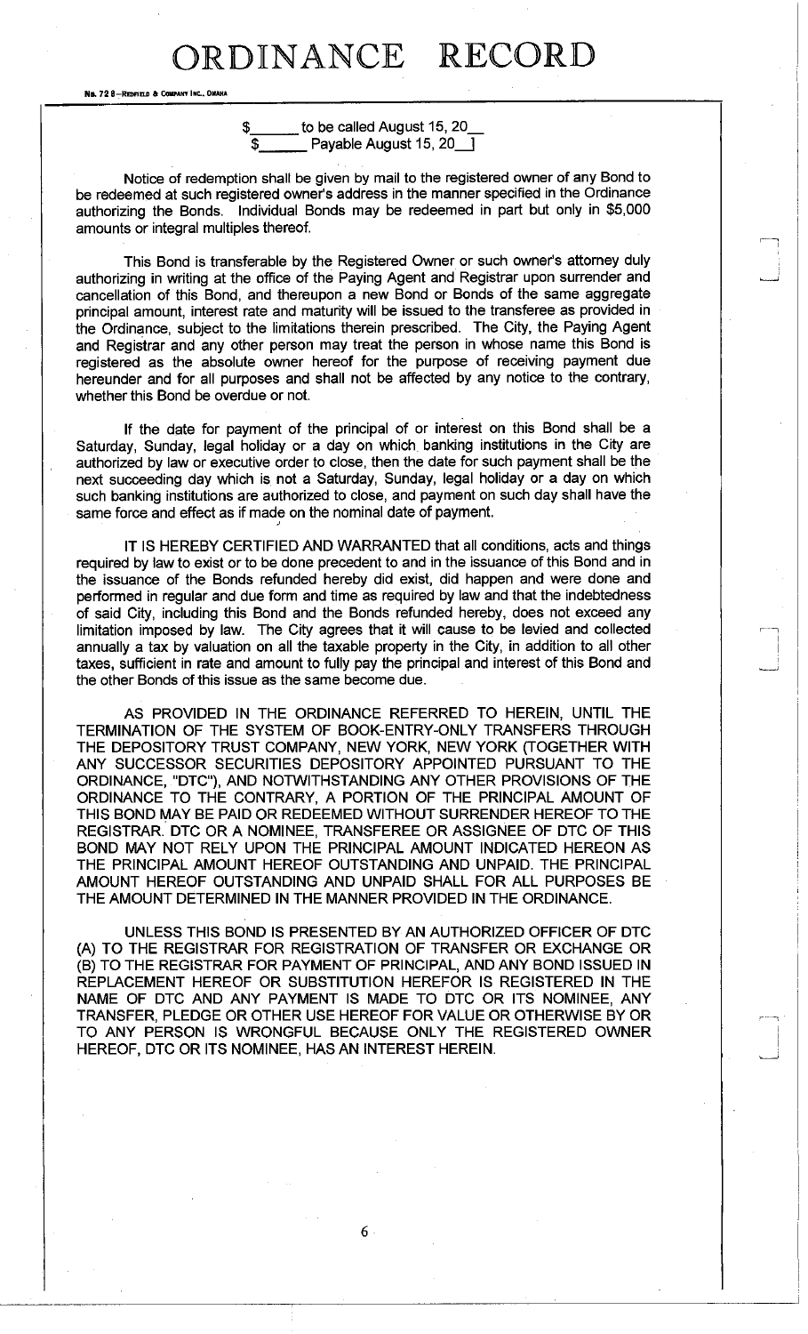$\_\_\_\_\_\_ to be called August 15, 20\_\_
$\_\_\_\_\_\_ Payable August 15, 20\_\_]

Notice of redemption shall be given by mail to the registered owner of any Bond to be redeemed at such registered owner's address in the manner specified in the Ordinance authorizing the Bonds. Individual Bonds may be redeemed in part but only in $5,000 amounts or integral multiples thereof.

This Bond is transferable by the Registered Owner or such owner's attorney duly authorizing in writing at the office of the Paying Agent and Registrar upon surrender and cancellation of this Bond, and thereupon a new Bond or Bonds of the same aggregate principal amount, interest rate and maturity will be issued to the transferee as provided in the Ordinance, subject to the limitations therein prescribed. The City, the Paying Agent and Registrar and any other person may treat the person in whose name this Bond is registered as the absolute owner hereof for the purpose of receiving payment due hereunder and for all purposes and shall not be affected by any notice to the contrary, whether this Bond be overdue or not.

If the date for payment of the principal of or interest on this Bond shall be a Saturday, Sunday, legal holiday or a day on which banking institutions in the City are authorized by law or executive order to close, then the date for such payment shall be the next succeeding day which is not a Saturday, Sunday, legal holiday or a day on which such banking institutions are authorized to close, and payment on such day shall have the same force and effect as if made on the nominal date of payment.

IT IS HEREBY CERTIFIED AND WARRANTED that all conditions, acts and things required by law to exist or to be done precedent to and in the issuance of this Bond and in the issuance of the Bonds refunded hereby did exist, did happen and were done and performed in regular and due form and time as required by law and that the indebtedness of said City, including this Bond and the Bonds refunded hereby, does not exceed any limitation imposed by law. The City agrees that it will cause to be levied and collected annually a tax by valuation on all the taxable property in the City, in addition to all other taxes, sufficient in rate and amount to fully pay the principal and interest of this Bond and the other Bonds of this issue as the same become due.

AS PROVIDED IN THE ORDINANCE REFERRED TO HEREIN, UNTIL THE TERMINATION OF THE SYSTEM OF BOOK-ENTRY-ONLY TRANSFERS THROUGH THE DEPOSITORY TRUST COMPANY, NEW YORK, NEW YORK (TOGETHER WITH ANY SUCCESSOR SECURITIES DEPOSITORY APPOINTED PURSUANT TO THE ORDINANCE, "DTC"), AND NOTWITHSTANDING ANY OTHER PROVISIONS OF THE ORDINANCE TO THE CONTRARY, A PORTION OF THE PRINCIPAL AMOUNT OF THIS BOND MAY BE PAID OR REDEEMED WITHOUT SURRENDER HEREOF TO THE REGISTRAR. DTC OR A NOMINEE, TRANSFEREE OR ASSIGNEE OF DTC OF THIS BOND MAY NOT RELY UPON THE PRINCIPAL AMOUNT INDICATED HEREON AS THE PRINCIPAL AMOUNT HEREOF OUTSTANDING AND UNPAID. THE PRINCIPAL AMOUNT HEREOF OUTSTANDING AND UNPAID SHALL FOR ALL PURPOSES BE THE AMOUNT DETERMINED IN THE MANNER PROVIDED IN THE ORDINANCE.

UNLESS THIS BOND IS PRESENTED BY AN AUTHORIZED OFFICER OF DTC (A) TO THE REGISTRAR FOR REGISTRATION OF TRANSFER OR EXCHANGE OR (B) TO THE REGISTRAR FOR PAYMENT OF PRINCIPAL, AND ANY BOND ISSUED IN REPLACEMENT HEREOF OR SUBSTITUTION HEREFOR IS REGISTERED IN THE NAME OF DTC AND ANY PAYMENT IS MADE TO DTC OR ITS NOMINEE, ANY TRANSFER, PLEDGE OR OTHER USE HEREOF FOR VALUE OR OTHERWISE BY OR TO ANY PERSON IS WRONGFUL BECAUSE ONLY THE REGISTERED OWNER HEREOF, DTC OR ITS NOMINEE, HAS AN INTEREST HEREIN.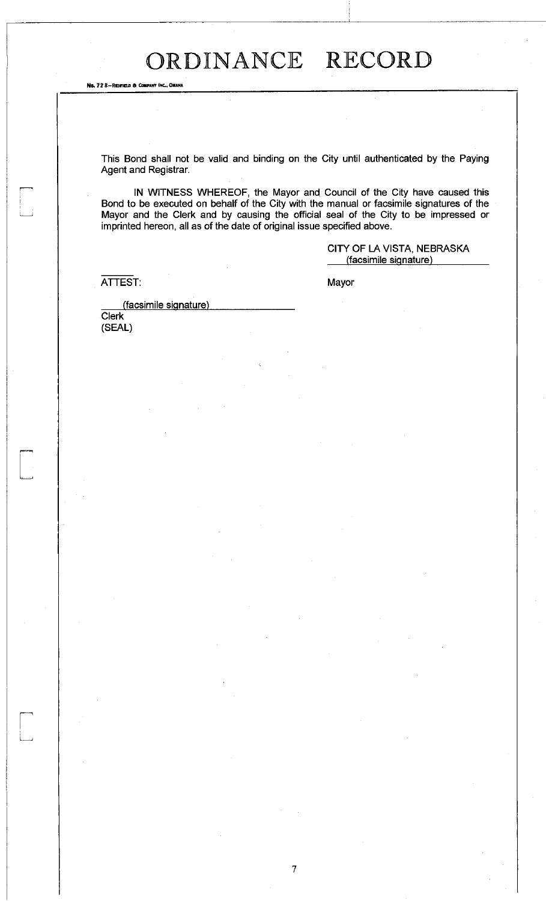This Bond shall not be valid and binding on the City until authenticated by the Paying Agent and Registrar.

IN WITNESS WHEREOF, the Mayor and Council of the City have caused this Bond to be executed on behalf of the City with the manual or facsimile signatures of the Mayor and the Clerk and by causing the official seal of the City to be impressed or imprinted hereon, all as of the date of original issue specified above.

CITY OF LA VISTA, NEBRASKA

(facsimile signature)

Mayor

ATTEST:

(facsimile signature)

Clerk

(SEAL)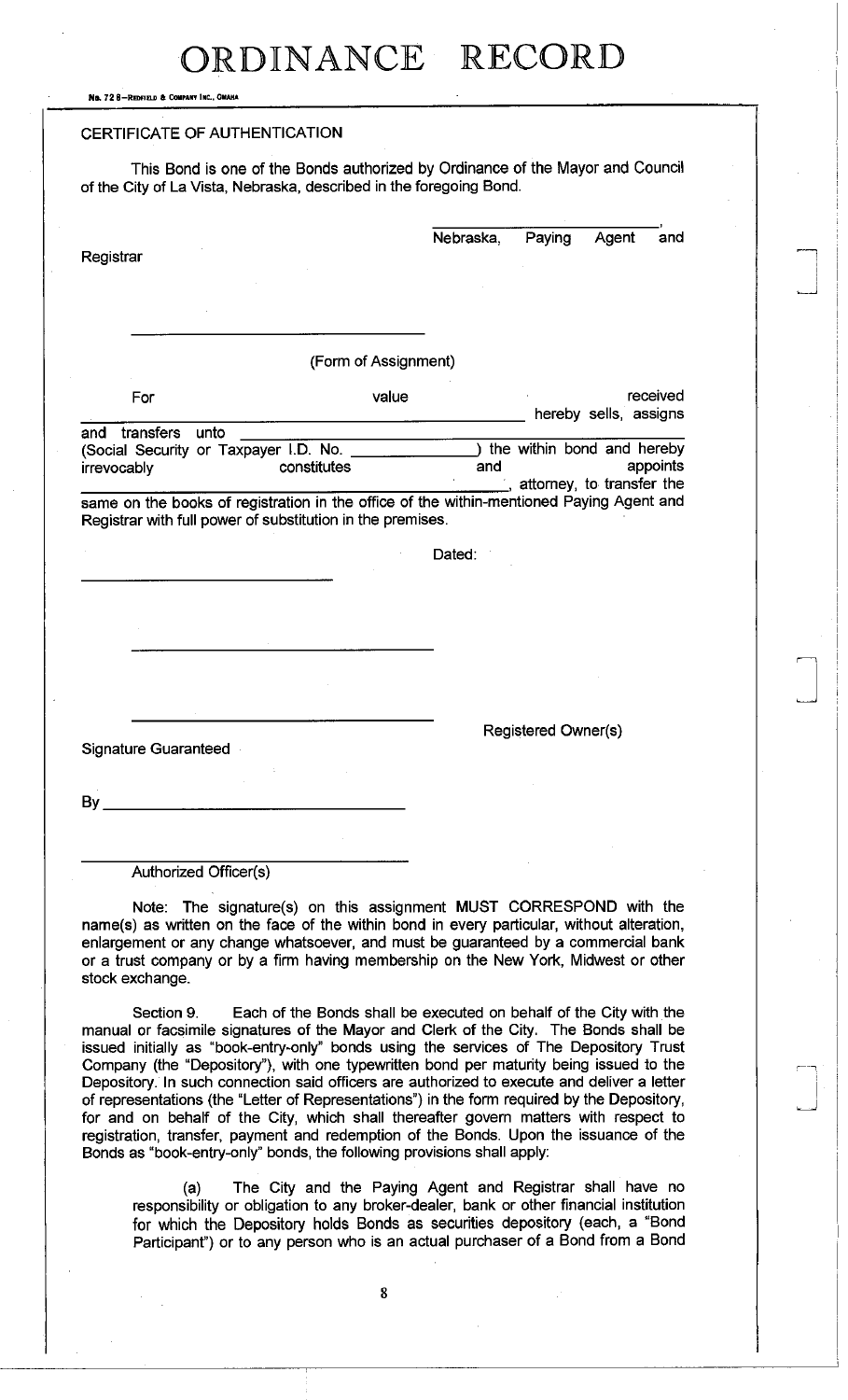CERTIFICATE OF AUTHENTICATION

This Bond is one of the Bonds authorized by Ordinance of the Mayor and Council of the City of La Vista, Nebraska, described in the foregoing Bond.

_____________________________,
Nebraska, Paying Agent and Registrar

_____________________________

(Form of Assignment)

For value received _____________________________ hereby sells, assigns and transfers unto _____________________________ (Social Security or Taxpayer I.D. No. ______________) the within bond and hereby irrevocably constitutes and appoints _____________________________, attorney, to transfer the same on the books of registration in the office of the within-mentioned Paying Agent and Registrar with full power of substitution in the premises.

Dated:

_____________________________

_____________________________

_____________________________

Registered Owner(s)

Signature Guaranteed

By _____________________________

_____________________________

Authorized Officer(s)

Note: The signature(s) on this assignment MUST CORRESPOND with the name(s) as written on the face of the within bond in every particular, without alteration, enlargement or any change whatsoever, and must be guaranteed by a commercial bank or a trust company or by a firm having membership on the New York, Midwest or other stock exchange.

Section 9. Each of the Bonds shall be executed on behalf of the City with the manual or facsimile signatures of the Mayor and Clerk of the City. The Bonds shall be issued initially as "book-entry-only" bonds using the services of The Depository Trust Company (the "Depository"), with one typewritten bond per maturity being issued to the Depository. In such connection said officers are authorized to execute and deliver a letter of representations (the "Letter of Representations") in the form required by the Depository, for and on behalf of the City, which shall thereafter govern matters with respect to registration, transfer, payment and redemption of the Bonds. Upon the issuance of the Bonds as "book-entry-only" bonds, the following provisions shall apply:

(a) The City and the Paying Agent and Registrar shall have no responsibility or obligation to any broker-dealer, bank or other financial institution for which the Depository holds Bonds as securities depository (each, a "Bond Participant") or to any person who is an actual purchaser of a Bond from a Bond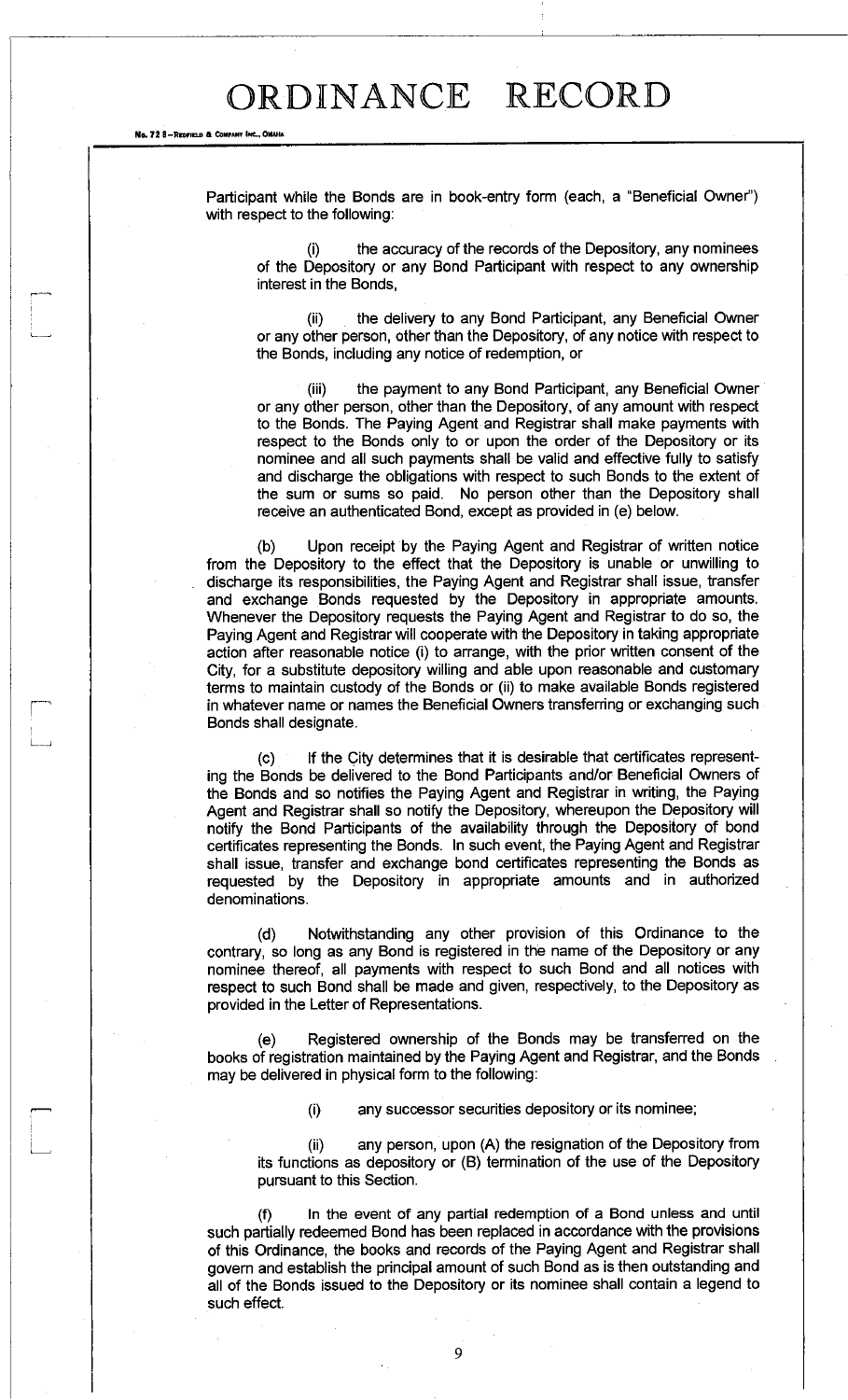Participant while the Bonds are in book-entry form (each, a "Beneficial Owner") with respect to the following:

(i) the accuracy of the records of the Depository, any nominees of the Depository or any Bond Participant with respect to any ownership interest in the Bonds,

(ii) the delivery to any Bond Participant, any Beneficial Owner or any other person, other than the Depository, of any notice with respect to the Bonds, including any notice of redemption, or

(iii) the payment to any Bond Participant, any Beneficial Owner or any other person, other than the Depository, of any amount with respect to the Bonds. The Paying Agent and Registrar shall make payments with respect to the Bonds only to or upon the order of the Depository or its nominee and all such payments shall be valid and effective fully to satisfy and discharge the obligations with respect to such Bonds to the extent of the sum or sums so paid. No person other than the Depository shall receive an authenticated Bond, except as provided in (e) below.

(b) Upon receipt by the Paying Agent and Registrar of written notice from the Depository to the effect that the Depository is unable or unwilling to discharge its responsibilities, the Paying Agent and Registrar shall issue, transfer and exchange Bonds requested by the Depository in appropriate amounts. Whenever the Depository requests the Paying Agent and Registrar to do so, the Paying Agent and Registrar will cooperate with the Depository in taking appropriate action after reasonable notice (i) to arrange, with the prior written consent of the City, for a substitute depository willing and able upon reasonable and customary terms to maintain custody of the Bonds or (ii) to make available Bonds registered in whatever name or names the Beneficial Owners transferring or exchanging such Bonds shall designate.

(c) If the City determines that it is desirable that certificates representing the Bonds be delivered to the Bond Participants and/or Beneficial Owners of the Bonds and so notifies the Paying Agent and Registrar in writing, the Paying Agent and Registrar shall so notify the Depository, whereupon the Depository will notify the Bond Participants of the availability through the Depository of bond certificates representing the Bonds. In such event, the Paying Agent and Registrar shall issue, transfer and exchange bond certificates representing the Bonds as requested by the Depository in appropriate amounts and in authorized denominations.

(d) Notwithstanding any other provision of this Ordinance to the contrary, so long as any Bond is registered in the name of the Depository or any nominee thereof, all payments with respect to such Bond and all notices with respect to such Bond shall be made and given, respectively, to the Depository as provided in the Letter of Representations.

(e) Registered ownership of the Bonds may be transferred on the books of registration maintained by the Paying Agent and Registrar, and the Bonds may be delivered in physical form to the following:

(i) any successor securities depository or its nominee;

(ii) any person, upon (A) the resignation of the Depository from its functions as depository or (B) termination of the use of the Depository pursuant to this Section.

(f) In the event of any partial redemption of a Bond unless and until such partially redeemed Bond has been replaced in accordance with the provisions of this Ordinance, the books and records of the Paying Agent and Registrar shall govern and establish the principal amount of such Bond as is then outstanding and all of the Bonds issued to the Depository or its nominee shall contain a legend to such effect.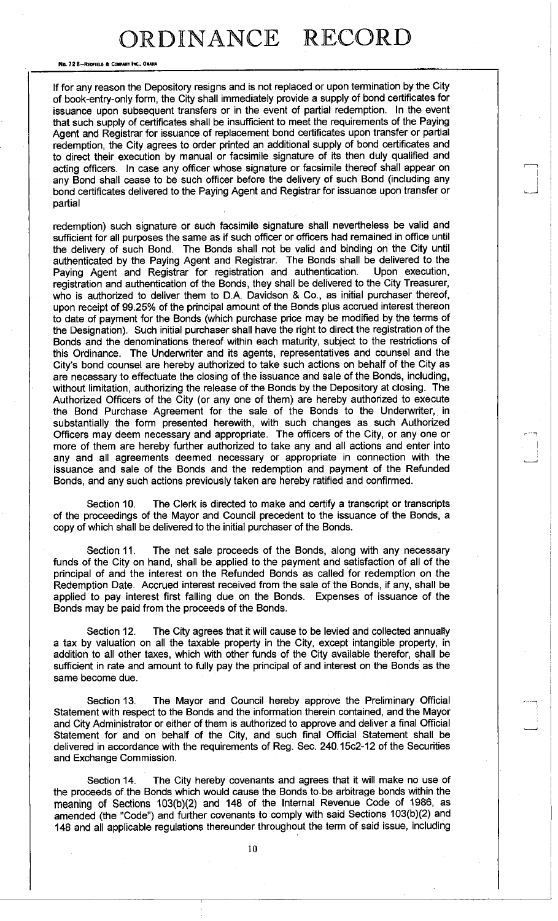If for any reason the Depository resigns and is not replaced or upon termination by the City of book-entry-only form, the City shall immediately provide a supply of bond certificates for issuance upon subsequent transfers or in the event of partial redemption. In the event that such supply of certificates shall be insufficient to meet the requirements of the Paying Agent and Registrar for issuance of replacement bond certificates upon transfer or partial redemption, the City agrees to order printed an additional supply of bond certificates and to direct their execution by manual or facsimile signature of its then duly qualified and acting officers. In case any officer whose signature or facsimile thereof shall appear on any Bond shall cease to be such officer before the delivery of such Bond (including any bond certificates delivered to the Paying Agent and Registrar for issuance upon transfer or partial

redemption) such signature or such facsimile signature shall nevertheless be valid and sufficient for all purposes the same as if such officer or officers had remained in office until the delivery of such Bond. The Bonds shall not be valid and binding on the City until authenticated by the Paying Agent and Registrar. The Bonds shall be delivered to the Paying Agent and Registrar for registration and authentication. Upon execution, registration and authentication of the Bonds, they shall be delivered to the City Treasurer, who is authorized to deliver them to D.A. Davidson & Co., as initial purchaser thereof, upon receipt of 99.25% of the principal amount of the Bonds plus accrued interest thereon to date of payment for the Bonds (which purchase price may be modified by the terms of the Designation). Such initial purchaser shall have the right to direct the registration of the Bonds and the denominations thereof within each maturity, subject to the restrictions of this Ordinance. The Underwriter and its agents, representatives and counsel and the City's bond counsel are hereby authorized to take such actions on behalf of the City as are necessary to effectuate the closing of the issuance and sale of the Bonds, including, without limitation, authorizing the release of the Bonds by the Depository at closing. The Authorized Officers of the City (or any one of them) are hereby authorized to execute the Bond Purchase Agreement for the sale of the Bonds to the Underwriter, in substantially the form presented herewith, with such changes as such Authorized Officers may deem necessary and appropriate. The officers of the City, or any one or more of them are hereby further authorized to take any and all actions and enter into any and all agreements deemed necessary or appropriate in connection with the issuance and sale of the Bonds and the redemption and payment of the Refunded Bonds, and any such actions previously taken are hereby ratified and confirmed.

Section 10. The Clerk is directed to make and certify a transcript or transcripts of the proceedings of the Mayor and Council precedent to the issuance of the Bonds, a copy of which shall be delivered to the initial purchaser of the Bonds.

Section 11. The net sale proceeds of the Bonds, along with any necessary funds of the City on hand, shall be applied to the payment and satisfaction of all of the principal of and the interest on the Refunded Bonds as called for redemption on the Redemption Date. Accrued interest received from the sale of the Bonds, if any, shall be applied to pay interest first falling due on the Bonds. Expenses of issuance of the Bonds may be paid from the proceeds of the Bonds.

Section 12. The City agrees that it will cause to be levied and collected annually a tax by valuation on all the taxable property in the City, except intangible property, in addition to all other taxes, which with other funds of the City available therefor, shall be sufficient in rate and amount to fully pay the principal of and interest on the Bonds as the same become due.

Section 13. The Mayor and Council hereby approve the Preliminary Official Statement with respect to the Bonds and the information therein contained, and the Mayor and City Administrator or either of them is authorized to approve and deliver a final Official Statement for and on behalf of the City, and such final Official Statement shall be delivered in accordance with the requirements of Reg. Sec. 240.15c2-12 of the Securities and Exchange Commission.

Section 14. The City hereby covenants and agrees that it will make no use of the proceeds of the Bonds which would cause the Bonds to be arbitrage bonds within the meaning of Sections 103(b)(2) and 148 of the Internal Revenue Code of 1986, as amended (the "Code") and further covenants to comply with said Sections 103(b)(2) and 148 and all applicable regulations thereunder throughout the term of said issue, including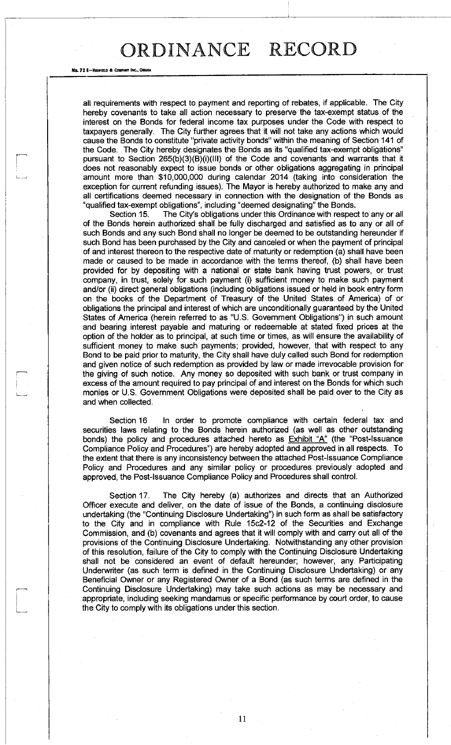all requirements with respect to payment and reporting of rebates, if applicable. The City hereby covenants to take all action necessary to preserve the tax-exempt status of the interest on the Bonds for federal income tax purposes under the Code with respect to taxpayers generally. The City further agrees that it will not take any actions which would cause the Bonds to constitute "private activity bonds" within the meaning of Section 141 of the Code. The City hereby designates the Bonds as its "qualified tax-exempt obligations" pursuant to Section 265(b)(3)(B)(i)(III) of the Code and covenants and warrants that it does not reasonably expect to issue bonds or other obligations aggregating in principal amount more than $10,000,000 during calendar 2014 (taking into consideration the exception for current refunding issues). The Mayor is hereby authorized to make any and all certifications deemed necessary in connection with the designation of the Bonds as "qualified tax-exempt obligations", including "deemed designating" the Bonds.

Section 15. The City's obligations under this Ordinance with respect to any or all of the Bonds herein authorized shall be fully discharged and satisfied as to any or all of such Bonds and any such Bond shall no longer be deemed to be outstanding hereunder if such Bond has been purchased by the City and canceled or when the payment of principal of and interest thereon to the respective date of maturity or redemption (a) shall have been made or caused to be made in accordance with the terms thereof, (b) shall have been provided for by depositing with a national or state bank having trust powers, or trust company, in trust, solely for such payment (i) sufficient money to make such payment and/or (ii) direct general obligations (including obligations issued or held in book entry form on the books of the Department of Treasury of the United States of America) of or obligations the principal and interest of which are unconditionally guaranteed by the United States of America (herein referred to as "U.S. Government Obligations") in such amount and bearing interest payable and maturing or redeemable at stated fixed prices at the option of the holder as to principal, at such time or times, as will ensure the availability of sufficient money to make such payments; provided, however, that with respect to any Bond to be paid prior to maturity, the City shall have duly called such Bond for redemption and given notice of such redemption as provided by law or made irrevocable provision for the giving of such notice. Any money so deposited with such bank or trust company in excess of the amount required to pay principal of and interest on the Bonds for which such monies or U.S. Government Obligations were deposited shall be paid over to the City as and when collected.

Section 16 In order to promote compliance with certain federal tax and securities laws relating to the Bonds herein authorized (as well as other outstanding bonds) the policy and procedures attached hereto as Exhibit "A" (the "Post-Issuance Compliance Policy and Procedures") are hereby adopted and approved in all respects. To the extent that there is any inconsistency between the attached Post-Issuance Compliance Policy and Procedures and any similar policy or procedures previously adopted and approved, the Post-Issuance Compliance Policy and Procedures shall control.

Section 17. The City hereby (a) authorizes and directs that an Authorized Officer execute and deliver, on the date of issue of the Bonds, a continuing disclosure undertaking (the "Continuing Disclosure Undertaking") in such form as shall be satisfactory to the City and in compliance with Rule 15c2-12 of the Securities and Exchange Commission, and (b) covenants and agrees that it will comply with and carry out all of the provisions of the Continuing Disclosure Undertaking. Notwithstanding any other provision of this resolution, failure of the City to comply with the Continuing Disclosure Undertaking shall not be considered an event of default hereunder; however, any Participating Underwriter (as such term is defined in the Continuing Disclosure Undertaking) or any Beneficial Owner or any Registered Owner of a Bond (as such terms are defined in the Continuing Disclosure Undertaking) may take such actions as may be necessary and appropriate, including seeking mandamus or specific performance by court order, to cause the City to comply with its obligations under this section.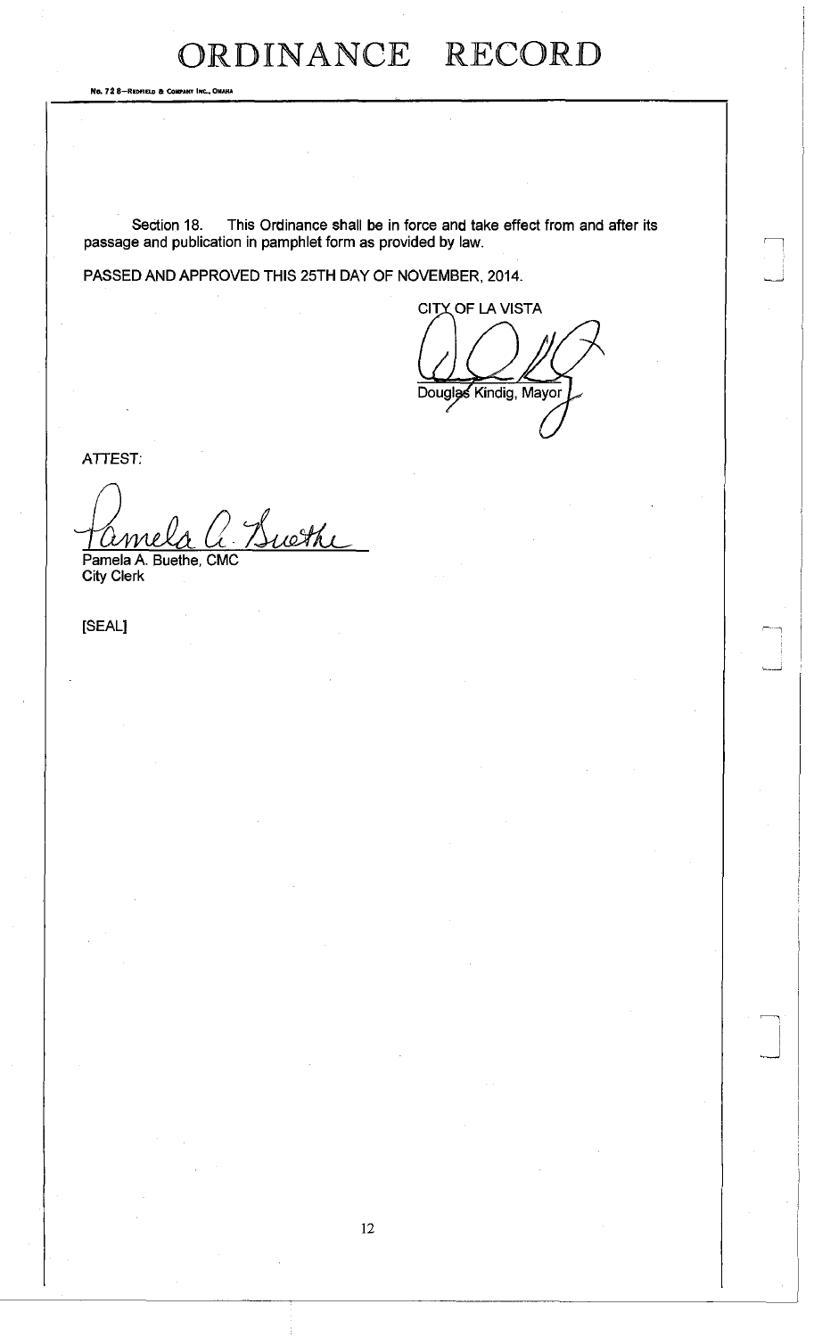Section 18. This Ordinance shall be in force and take effect from and after its passage and publication in pamphlet form as provided by law.

PASSED AND APPROVED THIS 25TH DAY OF NOVEMBER, 2014.

CITY OF LA VISTA

Douglas Kindig, Mayor

ATTEST:

Pamela A. Buethe, CMC
City Clerk

[SEAL]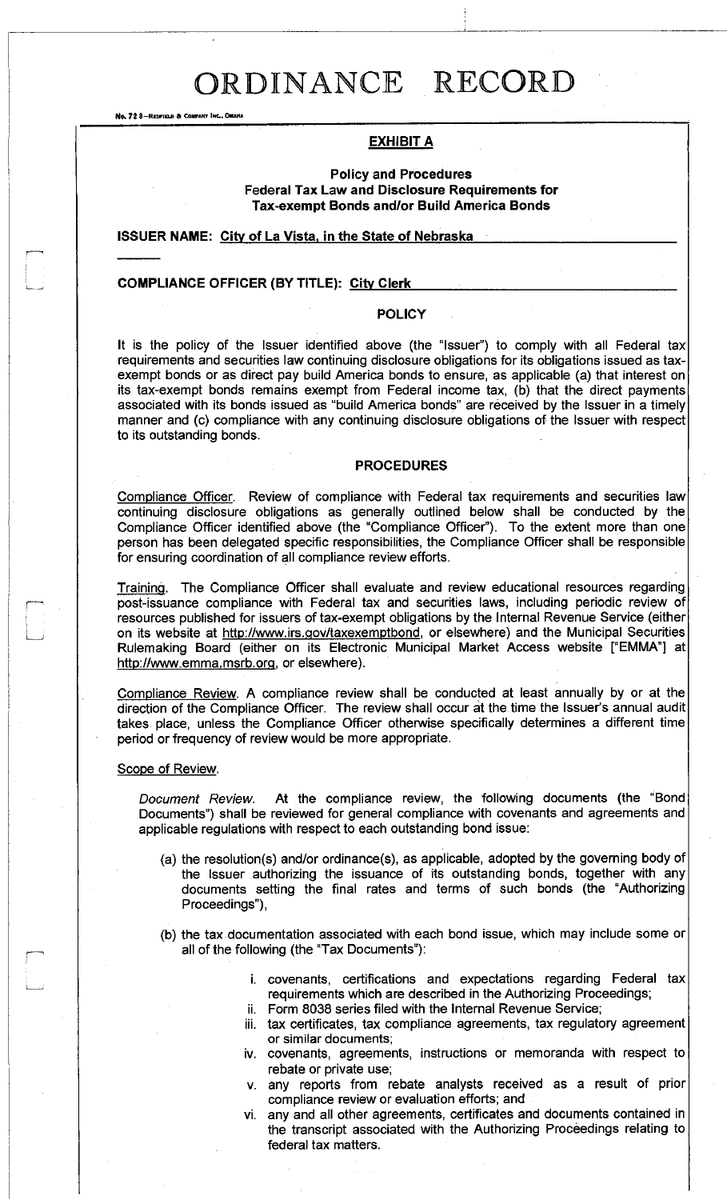# ORDINANCE RECORD

No. 72 8—REDFIELD & COMPANY INC., OMAHA

## EXHIBIT A

### Policy and Procedures
### Federal Tax Law and Disclosure Requirements for Tax-exempt Bonds and/or Build America Bonds

**ISSUER NAME:** City of La Vista, in the State of Nebraska

**COMPLIANCE OFFICER (BY TITLE):** City Clerk

### POLICY

It is the policy of the Issuer identified above (the "Issuer") to comply with all Federal tax requirements and securities law continuing disclosure obligations for its obligations issued as tax-exempt bonds or as direct pay build America bonds to ensure, as applicable (a) that interest on its tax-exempt bonds remains exempt from Federal income tax, (b) that the direct payments associated with its bonds issued as "build America bonds" are received by the Issuer in a timely manner and (c) compliance with any continuing disclosure obligations of the Issuer with respect to its outstanding bonds.

### PROCEDURES

Compliance Officer. Review of compliance with Federal tax requirements and securities law continuing disclosure obligations as generally outlined below shall be conducted by the Compliance Officer identified above (the "Compliance Officer"). To the extent more than one person has been delegated specific responsibilities, the Compliance Officer shall be responsible for ensuring coordination of all compliance review efforts.

Training. The Compliance Officer shall evaluate and review educational resources regarding post-issuance compliance with Federal tax and securities laws, including periodic review of resources published for issuers of tax-exempt obligations by the Internal Revenue Service (either on its website at http://www.irs.gov/taxexemptbond, or elsewhere) and the Municipal Securities Rulemaking Board (either on its Electronic Municipal Market Access website ["EMMA"] at http://www.emma.msrb.org, or elsewhere).

Compliance Review. A compliance review shall be conducted at least annually by or at the direction of the Compliance Officer. The review shall occur at the time the Issuer's annual audit takes place, unless the Compliance Officer otherwise specifically determines a different time period or frequency of review would be more appropriate.

Scope of Review.

*Document Review.* At the compliance review, the following documents (the "Bond Documents") shall be reviewed for general compliance with covenants and agreements and applicable regulations with respect to each outstanding bond issue:

(a) the resolution(s) and/or ordinance(s), as applicable, adopted by the governing body of the Issuer authorizing the issuance of its outstanding bonds, together with any documents setting the final rates and terms of such bonds (the "Authorizing Proceedings"),

(b) the tax documentation associated with each bond issue, which may include some or all of the following (the "Tax Documents"):

i. covenants, certifications and expectations regarding Federal tax requirements which are described in the Authorizing Proceedings;
ii. Form 8038 series filed with the Internal Revenue Service;
iii. tax certificates, tax compliance agreements, tax regulatory agreement or similar documents;
iv. covenants, agreements, instructions or memoranda with respect to rebate or private use;
v. any reports from rebate analysts received as a result of prior compliance review or evaluation efforts; and
vi. any and all other agreements, certificates and documents contained in the transcript associated with the Authorizing Proceedings relating to federal tax matters.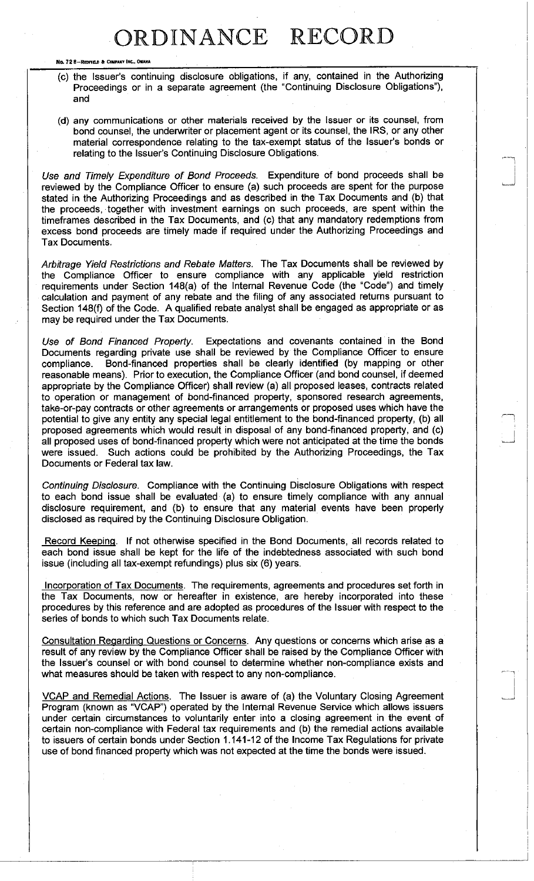# ORDINANCE RECORD

(c) the Issuer's continuing disclosure obligations, if any, contained in the Authorizing Proceedings or in a separate agreement (the "Continuing Disclosure Obligations"), and

(d) any communications or other materials received by the Issuer or its counsel, from bond counsel, the underwriter or placement agent or its counsel, the IRS, or any other material correspondence relating to the tax-exempt status of the Issuer's bonds or relating to the Issuer's Continuing Disclosure Obligations.

*Use and Timely Expenditure of Bond Proceeds.* Expenditure of bond proceeds shall be reviewed by the Compliance Officer to ensure (a) such proceeds are spent for the purpose stated in the Authorizing Proceedings and as described in the Tax Documents and (b) that the proceeds, together with investment earnings on such proceeds, are spent within the timeframes described in the Tax Documents, and (c) that any mandatory redemptions from excess bond proceeds are timely made if required under the Authorizing Proceedings and Tax Documents.

*Arbitrage Yield Restrictions and Rebate Matters.* The Tax Documents shall be reviewed by the Compliance Officer to ensure compliance with any applicable yield restriction requirements under Section 148(a) of the Internal Revenue Code (the "Code") and timely calculation and payment of any rebate and the filing of any associated returns pursuant to Section 148(f) of the Code. A qualified rebate analyst shall be engaged as appropriate or as may be required under the Tax Documents.

*Use of Bond Financed Property.* Expectations and covenants contained in the Bond Documents regarding private use shall be reviewed by the Compliance Officer to ensure compliance. Bond-financed properties shall be clearly identified (by mapping or other reasonable means). Prior to execution, the Compliance Officer (and bond counsel, if deemed appropriate by the Compliance Officer) shall review (a) all proposed leases, contracts related to operation or management of bond-financed property, sponsored research agreements, take-or-pay contracts or other agreements or arrangements or proposed uses which have the potential to give any entity any special legal entitlement to the bond-financed property, (b) all proposed agreements which would result in disposal of any bond-financed property, and (c) all proposed uses of bond-financed property which were not anticipated at the time the bonds were issued. Such actions could be prohibited by the Authorizing Proceedings, the Tax Documents or Federal tax law.

*Continuing Disclosure.* Compliance with the Continuing Disclosure Obligations with respect to each bond issue shall be evaluated (a) to ensure timely compliance with any annual disclosure requirement, and (b) to ensure that any material events have been properly disclosed as required by the Continuing Disclosure Obligation.

Record Keeping. If not otherwise specified in the Bond Documents, all records related to each bond issue shall be kept for the life of the indebtedness associated with such bond issue (including all tax-exempt refundings) plus six (6) years.

Incorporation of Tax Documents. The requirements, agreements and procedures set forth in the Tax Documents, now or hereafter in existence, are hereby incorporated into these procedures by this reference and are adopted as procedures of the Issuer with respect to the series of bonds to which such Tax Documents relate.

Consultation Regarding Questions or Concerns. Any questions or concerns which arise as a result of any review by the Compliance Officer shall be raised by the Compliance Officer with the Issuer's counsel or with bond counsel to determine whether non-compliance exists and what measures should be taken with respect to any non-compliance.

VCAP and Remedial Actions. The Issuer is aware of (a) the Voluntary Closing Agreement Program (known as "VCAP") operated by the Internal Revenue Service which allows issuers under certain circumstances to voluntarily enter into a closing agreement in the event of certain non-compliance with Federal tax requirements and (b) the remedial actions available to issuers of certain bonds under Section 1.141-12 of the Income Tax Regulations for private use of bond financed property which was not expected at the time the bonds were issued.